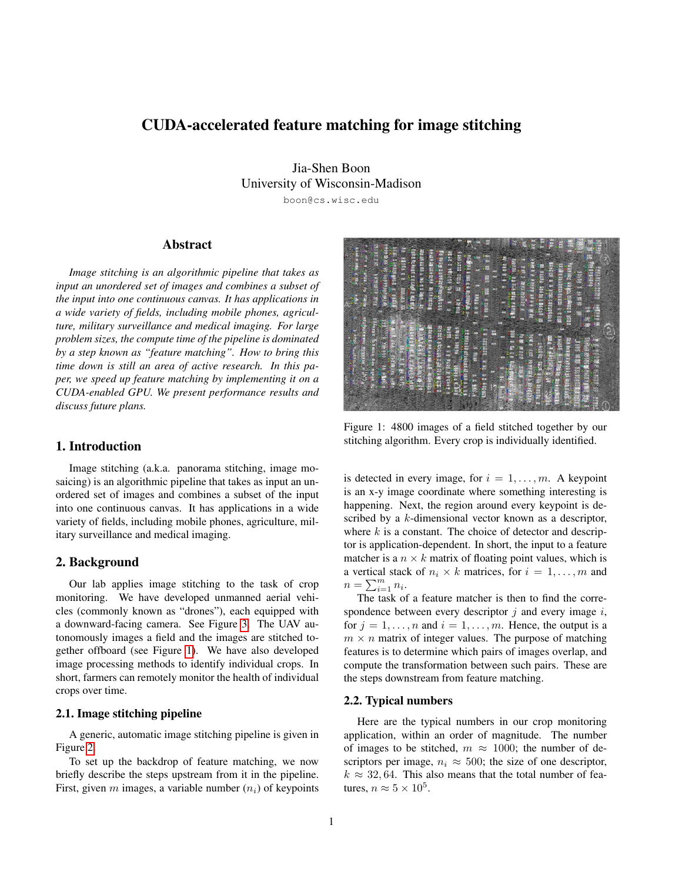# CUDA-accelerated feature matching for image stitching

Jia-Shen Boon
University of Wisconsin-Madison
boon@cs.wisc.edu

## Abstract

*Image stitching is an algorithmic pipeline that takes as input an unordered set of images and combines a subset of the input into one continuous canvas. It has applications in a wide variety of fields, including mobile phones, agriculture, military surveillance and medical imaging. For large problem sizes, the compute time of the pipeline is dominated by a step known as "feature matching". How to bring this time down is still an area of active research. In this paper, we speed up feature matching by implementing it on a CUDA-enabled GPU. We present performance results and discuss future plans.*

## 1. Introduction

Image stitching (a.k.a. panorama stitching, image mosaicing) is an algorithmic pipeline that takes as input an unordered set of images and combines a subset of the input into one continuous canvas. It has applications in a wide variety of fields, including mobile phones, agriculture, military surveillance and medical imaging.

## 2. Background

Our lab applies image stitching to the task of crop monitoring. We have developed unmanned aerial vehicles (commonly known as "drones"), each equipped with a downward-facing camera. See Figure 3. The UAV autonomously images a field and the images are stitched together offboard (see Figure 1). We have also developed image processing methods to identify individual crops. In short, farmers can remotely monitor the health of individual crops over time.

### 2.1. Image stitching pipeline

A generic, automatic image stitching pipeline is given in Figure 2.

To set up the backdrop of feature matching, we now briefly describe the steps upstream from it in the pipeline. First, given $m$ images, a variable number ($n_i$) of keypoints is detected in every image, for $i = 1, \ldots, m$. A keypoint is an x-y image coordinate where something interesting is happening. Next, the region around every keypoint is described by a $k$-dimensional vector known as a descriptor, where $k$ is a constant. The choice of detector and descriptor is application-dependent. In short, the input to a feature matcher is a $n \times k$ matrix of floating point values, which is a vertical stack of $n_i \times k$ matrices, for $i = 1, \ldots, m$ and $n = \sum_{i=1}^{m} n_i$.

Figure 1: 4800 images of a field stitched together by our stitching algorithm. Every crop is individually identified.

The task of a feature matcher is then to find the correspondence between every descriptor $j$ and every image $i$, for $j = 1, \ldots, n$ and $i = 1, \ldots, m$. Hence, the output is a $m \times n$ matrix of integer values. The purpose of matching features is to determine which pairs of images overlap, and compute the transformation between such pairs. These are the steps downstream from feature matching.

### 2.2. Typical numbers

Here are the typical numbers in our crop monitoring application, within an order of magnitude. The number of images to be stitched, $m \approx 1000$; the number of descriptors per image, $n_i \approx 500$; the size of one descriptor, $k \approx 32, 64$. This also means that the total number of features, $n \approx 5 \times 10^5$.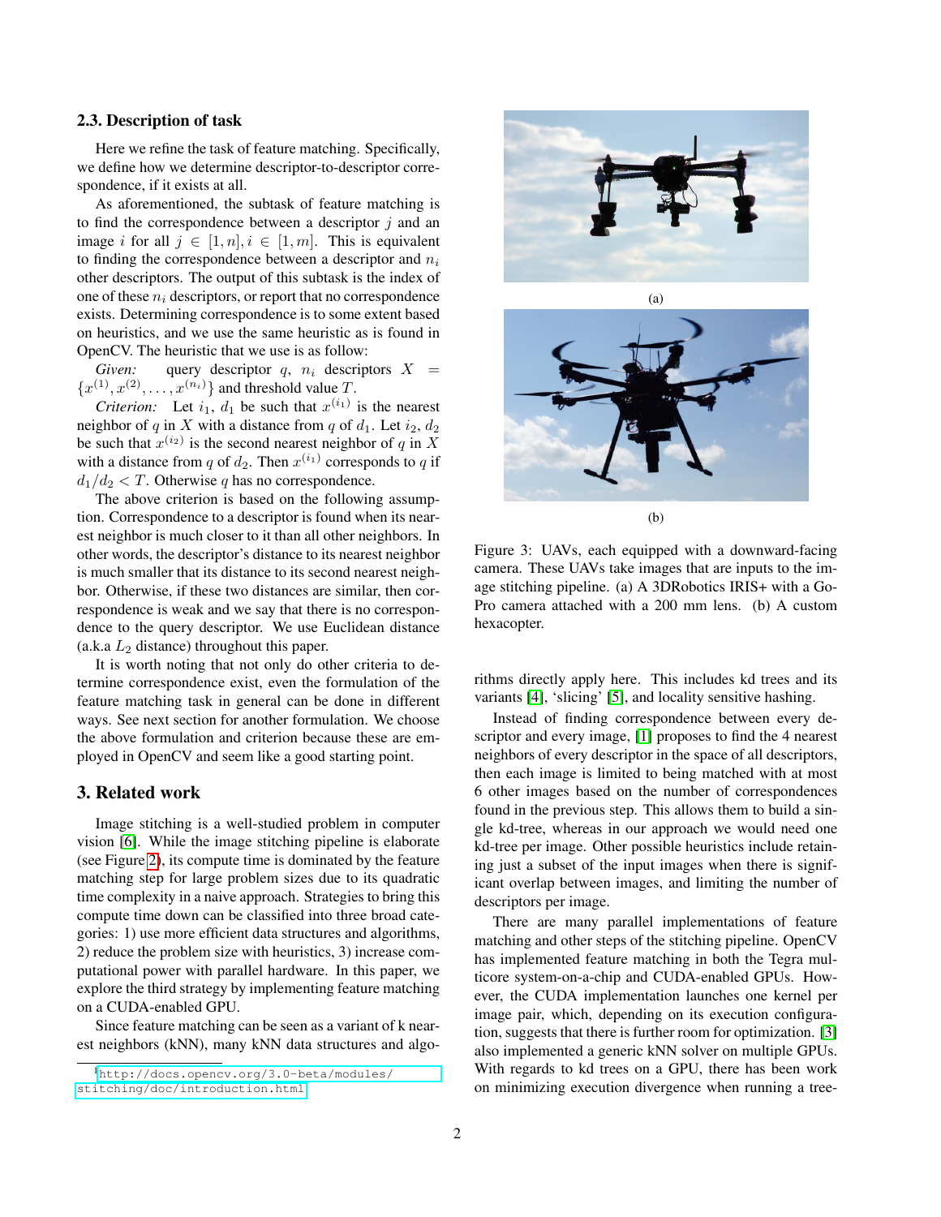### 2.3. Description of task

Here we refine the task of feature matching. Specifically, we define how we determine descriptor-to-descriptor correspondence, if it exists at all.

As aforementioned, the subtask of feature matching is to find the correspondence between a descriptor $j$ and an image $i$ for all $j \in [1, n], i \in [1, m]$. This is equivalent to finding the correspondence between a descriptor and $n_i$ other descriptors. The output of this subtask is the index of one of these $n_i$ descriptors, or report that no correspondence exists. Determining correspondence is to some extent based on heuristics, and we use the same heuristic as is found in OpenCV. The heuristic that we use is as follow:

*Given:* query descriptor $q$, $n_i$ descriptors $X = \{x^{(1)}, x^{(2)}, \ldots, x^{(n_i)}\}$ and threshold value $T$.

*Criterion:* Let $i_1$, $d_1$ be such that $x^{(i_1)}$ is the nearest neighbor of $q$ in $X$ with a distance from $q$ of $d_1$. Let $i_2$, $d_2$ be such that $x^{(i_2)}$ is the second nearest neighbor of $q$ in $X$ with a distance from $q$ of $d_2$. Then $x^{(i_1)}$ corresponds to $q$ if $d_1/d_2 < T$. Otherwise $q$ has no correspondence.

The above criterion is based on the following assumption. Correspondence to a descriptor is found when its nearest neighbor is much closer to it than all other neighbors. In other words, the descriptor's distance to its nearest neighbor is much smaller that its distance to its second nearest neighbor. Otherwise, if these two distances are similar, then correspondence is weak and we say that there is no correspondence to the query descriptor. We use Euclidean distance (a.k.a $L_2$ distance) throughout this paper.

It is worth noting that not only do other criteria to determine correspondence exist, even the formulation of the feature matching task in general can be done in different ways. See next section for another formulation. We choose the above formulation and criterion because these are employed in OpenCV and seem like a good starting point.

## 3. Related work

Image stitching is a well-studied problem in computer vision [6]. While the image stitching pipeline is elaborate (see Figure 2), its compute time is dominated by the feature matching step for large problem sizes due to its quadratic time complexity in a naive approach. Strategies to bring this compute time down can be classified into three broad categories: 1) use more efficient data structures and algorithms, 2) reduce the problem size with heuristics, 3) increase computational power with parallel hardware. In this paper, we explore the third strategy by implementing feature matching on a CUDA-enabled GPU.

Since feature matching can be seen as a variant of k nearest neighbors (kNN), many kNN data structures and algorithms directly apply here. This includes kd trees and its variants [4], 'slicing' [5], and locality sensitive hashing.

Instead of finding correspondence between every descriptor and every image, [1] proposes to find the 4 nearest neighbors of every descriptor in the space of all descriptors, then each image is limited to being matched with at most 6 other images based on the number of correspondences found in the previous step. This allows them to build a single kd-tree, whereas in our approach we would need one kd-tree per image. Other possible heuristics include retaining just a subset of the input images when there is significant overlap between images, and limiting the number of descriptors per image.

There are many parallel implementations of feature matching and other steps of the stitching pipeline. OpenCV has implemented feature matching in both the Tegra multicore system-on-a-chip and CUDA-enabled GPUs. However, the CUDA implementation launches one kernel per image pair, which, depending on its execution configuration, suggests that there is further room for optimization. [3] also implemented a generic kNN solver on multiple GPUs. With regards to kd trees on a GPU, there has been work on minimizing execution divergence when running a tree-

Figure 3: UAVs, each equipped with a downward-facing camera. These UAVs take images that are inputs to the image stitching pipeline. (a) A 3DRobotics IRIS+ with a GoPro camera attached with a 200 mm lens. (b) A custom hexacopter.

[1] http://docs.opencv.org/3.0-beta/modules/stitching/doc/introduction.html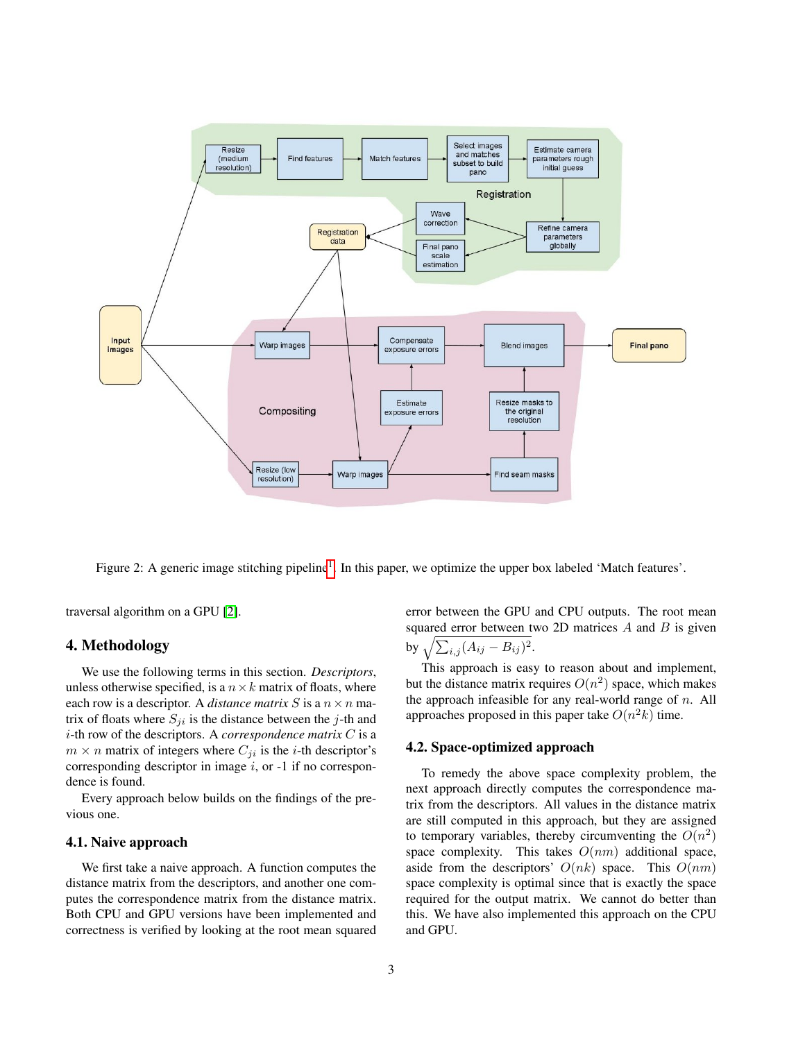Figure 2: A generic image stitching pipeline[1]. In this paper, we optimize the upper box labeled 'Match features'.

traversal algorithm on a GPU [2].

## 4. Methodology

We use the following terms in this section. *Descriptors*, unless otherwise specified, is a $n \times k$ matrix of floats, where each row is a descriptor. A *distance matrix* $S$ is a $n \times n$ matrix of floats where $S_{ji}$ is the distance between the $j$-th and $i$-th row of the descriptors. A *correspondence matrix* $C$ is a $m \times n$ matrix of integers where $C_{ji}$ is the $i$-th descriptor's corresponding descriptor in image $i$, or -1 if no correspondence is found.

Every approach below builds on the findings of the previous one.

### 4.1. Naive approach

We first take a naive approach. A function computes the distance matrix from the descriptors, and another one computes the correspondence matrix from the distance matrix. Both CPU and GPU versions have been implemented and correctness is verified by looking at the root mean squared error between the GPU and CPU outputs. The root mean squared error between two 2D matrices $A$ and $B$ is given by $\sqrt{\sum_{i,j}(A_{ij} - B_{ij})^2}$.

This approach is easy to reason about and implement, but the distance matrix requires $O(n^2)$ space, which makes the approach infeasible for any real-world range of $n$. All approaches proposed in this paper take $O(n^2k)$ time.

### 4.2. Space-optimized approach

To remedy the above space complexity problem, the next approach directly computes the correspondence matrix from the descriptors. All values in the distance matrix are still computed in this approach, but they are assigned to temporary variables, thereby circumventing the $O(n^2)$ space complexity. This takes $O(nm)$ additional space, aside from the descriptors' $O(nk)$ space. This $O(nm)$ space complexity is optimal since that is exactly the space required for the output matrix. We cannot do better than this. We have also implemented this approach on the CPU and GPU.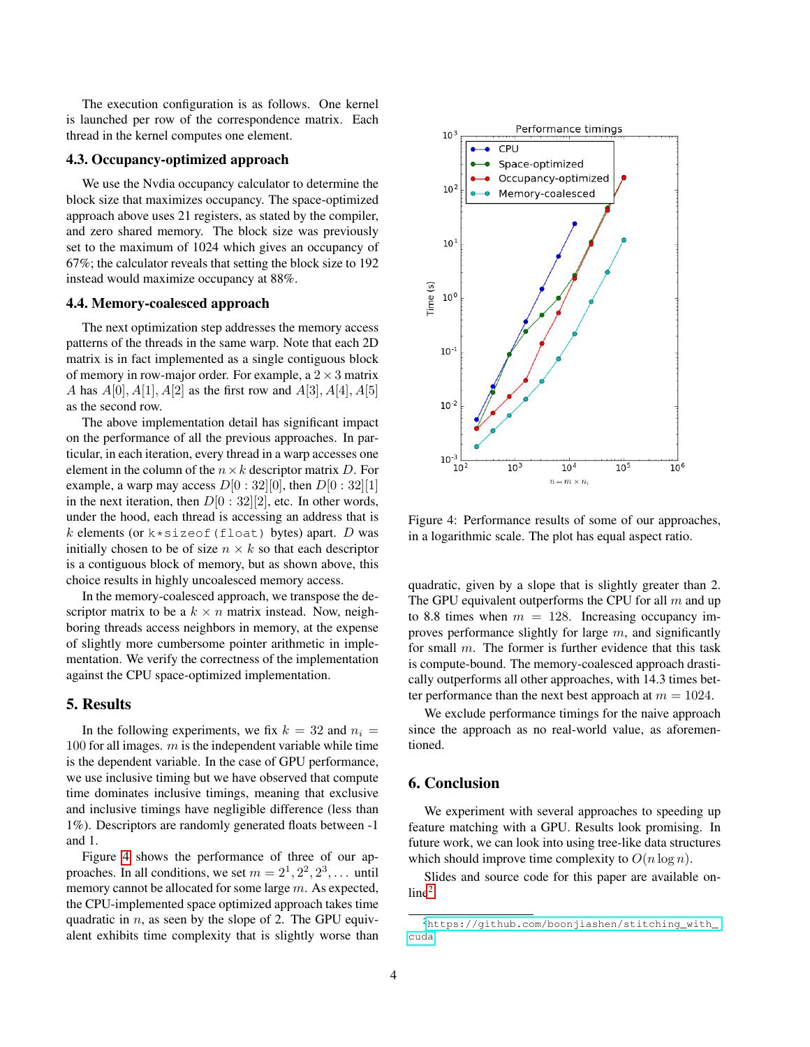The execution configuration is as follows. One kernel is launched per row of the correspondence matrix. Each thread in the kernel computes one element.

### 4.3. Occupancy-optimized approach

We use the Nvdia occupancy calculator to determine the block size that maximizes occupancy. The space-optimized approach above uses 21 registers, as stated by the compiler, and zero shared memory. The block size was previously set to the maximum of 1024 which gives an occupancy of 67%; the calculator reveals that setting the block size to 192 instead would maximize occupancy at 88%.

### 4.4. Memory-coalesced approach

The next optimization step addresses the memory access patterns of the threads in the same warp. Note that each 2D matrix is in fact implemented as a single contiguous block of memory in row-major order. For example, a $2 \times 3$ matrix $A$ has $A[0], A[1], A[2]$ as the first row and $A[3], A[4], A[5]$ as the second row.

The above implementation detail has significant impact on the performance of all the previous approaches. In particular, in each iteration, every thread in a warp accesses one element in the column of the $n \times k$ descriptor matrix $D$. For example, a warp may access $D[0:32][0]$, then $D[0:32][1]$ in the next iteration, then $D[0:32][2]$, etc. In other words, under the hood, each thread is accessing an address that is $k$ elements (or `k*sizeof(float)` bytes) apart. $D$ was initially chosen to be of size $n \times k$ so that each descriptor is a contiguous block of memory, but as shown above, this choice results in highly uncoalesced memory access.

In the memory-coalesced approach, we transpose the descriptor matrix to be a $k \times n$ matrix instead. Now, neighboring threads access neighbors in memory, at the expense of slightly more cumbersome pointer arithmetic in implementation. We verify the correctness of the implementation against the CPU space-optimized implementation.

## 5. Results

In the following experiments, we fix $k = 32$ and $n_i = 100$ for all images. $m$ is the independent variable while time is the dependent variable. In the case of GPU performance, we use inclusive timing but we have observed that compute time dominates inclusive timings, meaning that exclusive and inclusive timings have negligible difference (less than 1%). Descriptors are randomly generated floats between -1 and 1.

Figure 4 shows the performance of three of our approaches. In all conditions, we set $m = 2^1, 2^2, 2^3, \ldots$ until memory cannot be allocated for some large $m$. As expected, the CPU-implemented space optimized approach takes time quadratic in $n$, as seen by the slope of 2. The GPU equivalent exhibits time complexity that is slightly worse than quadratic, given by a slope that is slightly greater than 2. The GPU equivalent outperforms the CPU for all $m$ and up to 8.8 times when $m = 128$. Increasing occupancy improves performance slightly for large $m$, and significantly for small $m$. The former is further evidence that this task is compute-bound. The memory-coalesced approach drastically outperforms all other approaches, with 14.3 times better performance than the next best approach at $m = 1024$.

We exclude performance timings for the naive approach since the approach as no real-world value, as aforementioned.

Figure 4: Performance results of some of our approaches, in a logarithmic scale. The plot has equal aspect ratio.

## 6. Conclusion

We experiment with several approaches to speeding up feature matching with a GPU. Results look promising. In future work, we can look into using tree-like data structures which should improve time complexity to $O(n \log n)$.

Slides and source code for this paper are available online[2].

[2] https://github.com/boonjiashen/stitching_with_cuda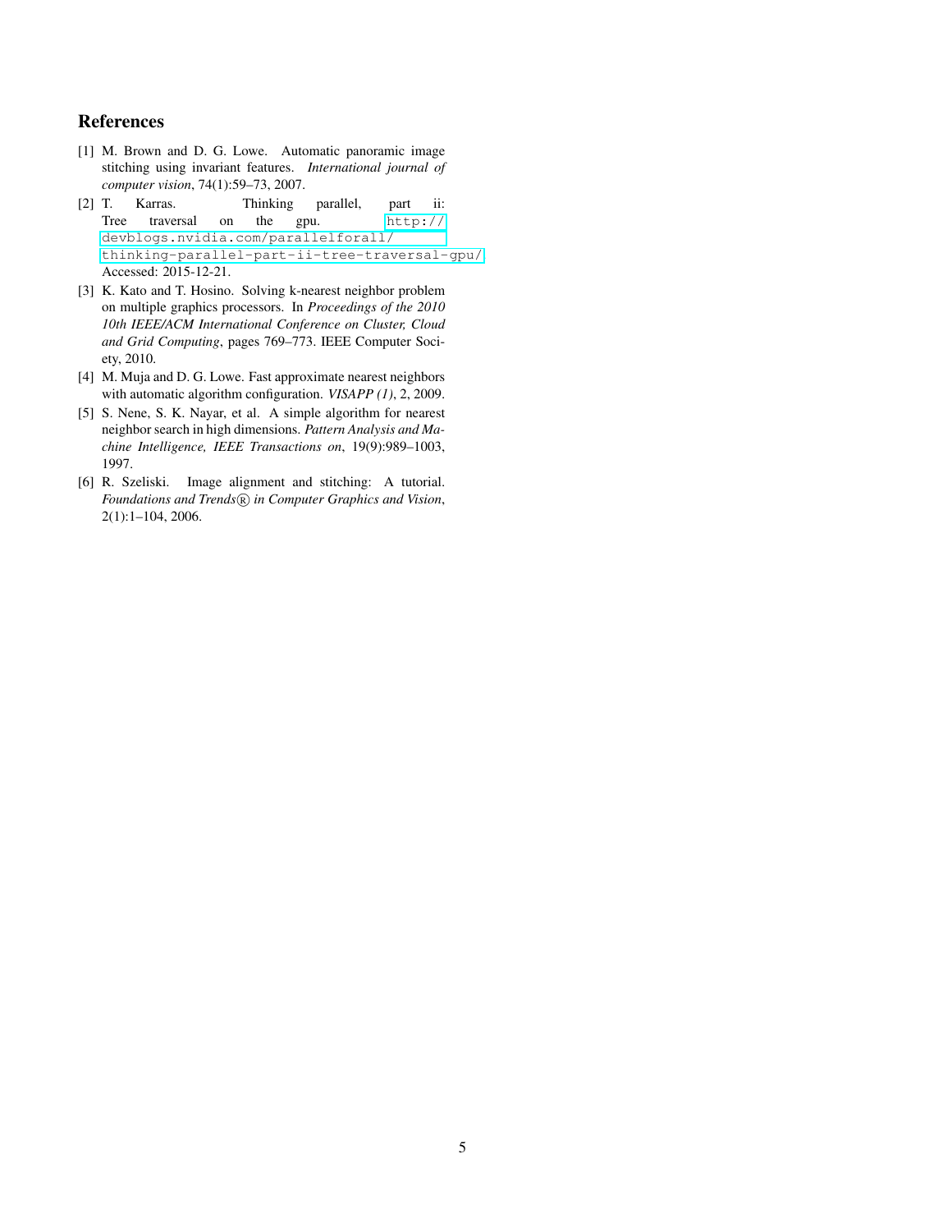## References

[1] M. Brown and D. G. Lowe. Automatic panoramic image stitching using invariant features. *International journal of computer vision*, 74(1):59–73, 2007.

[2] T. Karras. Thinking parallel, part ii: Tree traversal on the gpu. http://devblogs.nvidia.com/parallelforall/thinking-parallel-part-ii-tree-traversal-gpu/ Accessed: 2015-12-21.

[3] K. Kato and T. Hosino. Solving k-nearest neighbor problem on multiple graphics processors. In *Proceedings of the 2010 10th IEEE/ACM International Conference on Cluster, Cloud and Grid Computing*, pages 769–773. IEEE Computer Society, 2010.

[4] M. Muja and D. G. Lowe. Fast approximate nearest neighbors with automatic algorithm configuration. *VISAPP (1)*, 2, 2009.

[5] S. Nene, S. K. Nayar, et al. A simple algorithm for nearest neighbor search in high dimensions. *Pattern Analysis and Machine Intelligence, IEEE Transactions on*, 19(9):989–1003, 1997.

[6] R. Szeliski. Image alignment and stitching: A tutorial. *Foundations and Trends® in Computer Graphics and Vision*, 2(1):1–104, 2006.